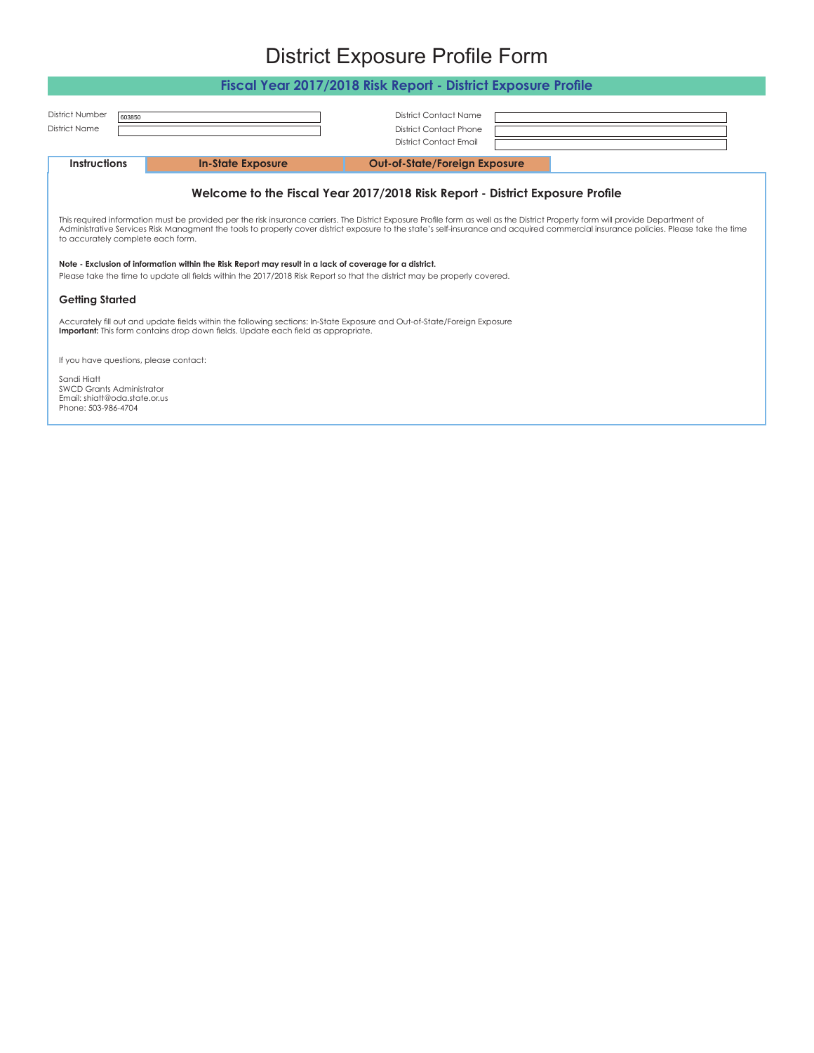# District Exposure Profile Form

## Fiscal Year 2017/2018 Risk Report - District Exposure Profile

| | | | |
|---|---|---|---|
| District Number | 603850 | District Contact Name | |
| District Name | | District Contact Phone | |
| | | District Contact Email | |

| Instructions | In-State Exposure | Out-of-State/Foreign Exposure |
|---|---|---|

### Welcome to the Fiscal Year 2017/2018 Risk Report - District Exposure Profile

This required information must be provided per the risk insurance carriers. The District Exposure Profile form as well as the District Property form will provide Department of Administrative Services Risk Managment the tools to properly cover district exposure to the state's self-insurance and acquired commercial insurance policies. Please take the time to accurately complete each form.

**Note - Exclusion of information within the Risk Report may result in a lack of coverage for a district.**

Please take the time to update all fields within the 2017/2018 Risk Report so that the district may be properly covered.

### Getting Started

Accurately fill out and update fields within the following sections: In-State Exposure and Out-of-State/Foreign Exposure
**Important:** This form contains drop down fields. Update each field as appropriate.

If you have questions, please contact:

Sandi Hiatt
SWCD Grants Administrator
Email: shiatt@oda.state.or.us
Phone: 503-986-4704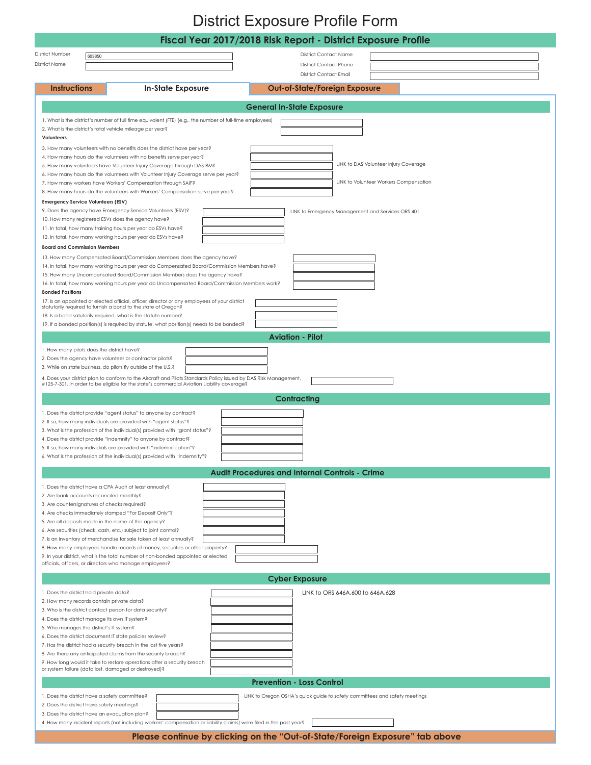# District Exposure Profile Form

## Fiscal Year 2017/2018 Risk Report - District Exposure Profile

| | | | |
|---|---|---|---|
| District Number | 603850 | District Contact Name | |
| District Name | | District Contact Phone | |
| | | District Contact Email | |

**Instructions** | **In-State Exposure** | **Out-of-State/Foreign Exposure**

### General In-State Exposure

1. What is the district's number of full time equivalent (FTE) (e.g., the number of full-time employees)
2. What is the district's total vehicle mileage per year?

**Volunteers**

3. How many volunteers with no benefits does the district have per year?
4. How many hours do the volunteers with no benefits serve per year?
5. How many volunteers have Volunteer Injury Coverage through DAS RM? — LINK to DAS Volunteer Injury Coverage
6. How many hours do the volunteers with Volunteer Injury Coverage serve per year?
7. How many workers have Workers' Compensation through SAIF? — LINK to Volunteer Workers Compensation
8. How many hours do the volunteers with Workers' Compensation serve per year?

**Emergency Service Volunteers (ESV)**

9. Does the agency have Emergency Service Volunteers (ESV)? — LINK to Emergency Management and Services ORS 401
10. How many registered ESVs does the agency have?
11. In total, how many training hours per year do ESVs have?
12. In total, how many working hours per year do ESVs have?

**Board and Commission Members**

13. How many Compensated Board/Commission Members does the agency have?
14. In total, how many working hours per year do Compensated Board/Commission Members have?
15. How many Uncompensated Board/Commission Members does the agency have?
16. In total, how many working hours per year do Uncompensated Board/Commission Members work?

**Bonded Positions**

17. Is an appointed or elected official, officer, director or any employees of your district statutorily required to furnish a bond to the state of Oregon?
18. Is a bond satutorily required, what is the statute number?
19. If a bonded position(s) is required by statute, what position(s) needs to be bonded?

### Aviation - Pilot

1. How many pilots does the district have?
2. Does the agency have volunteer or contractor pilots?
3. While on state business, do pilots fly outside of the U.S.?
4. Does your district plan to conform to the Aircraft and Pilots Standards Policy issued by DAS Risk Management, #125-7-301, in order to be eligible for the state's commercial Aviation Liability coverage?

### Contracting

1. Does the district provide "agent status" to anyone by contract?
2. If so, how many individuals are provided with "agent status"?
3. What is the profession of the individual(s) provided with "grant status"?
4. Does the district provide "indemnity" to anyone by contract?
5. If so, how many individials are provided with "indemnification"?
6. What is the profession of the individual(s) provided with "indemnity"?

### Audit Procedures and Internal Controls - Crime

1. Does the district have a CPA Audit at least annually?
2. Are bank accounts reconciled monthly?
3. Are countersignatures of checks required?
4. Are checks immediately stamped "For Deposit Only"?
5. Are all deposits made in the name of the agency?
6. Are securities (check, cash, etc.) subject to joint control?
7. Is an inventory of merchandise for sale taken at least annually?
8. How many employees handle records of money, securities or other property?
9. In your district, what is the total number of non-bonded appointed or elected officials, officers, or directors who manage employees?

### Cyber Exposure

1. Does the district hold private data? — LINK to ORS 646A.600 to 646A.628
2. How many records contain private data?
3. Who is the district contact person for data security?
4. Does the district manage its own IT system?
5. Who manages the district's IT system?
6. Does the district document IT state policies review?
7. Has the district had a security breach in the last five years?
8. Are there any anticipated claims from the security breach?
9. How long would it take to restore operations after a security breach or system failure (data lost, damaged or destroyed)?

### Prevention - Loss Control

1. Does the district have a safety committee? — LINK to Oregon OSHA's quick guide to safety committees and safety meetings
2. Does the district have safety meetings?
3. Does the district have an evacuation plan?
4. How many incident reports (not including workers' compensation or liability claims) were filed in the past year?

**Please continue by clicking on the "Out-of-State/Foreign Exposure" tab above**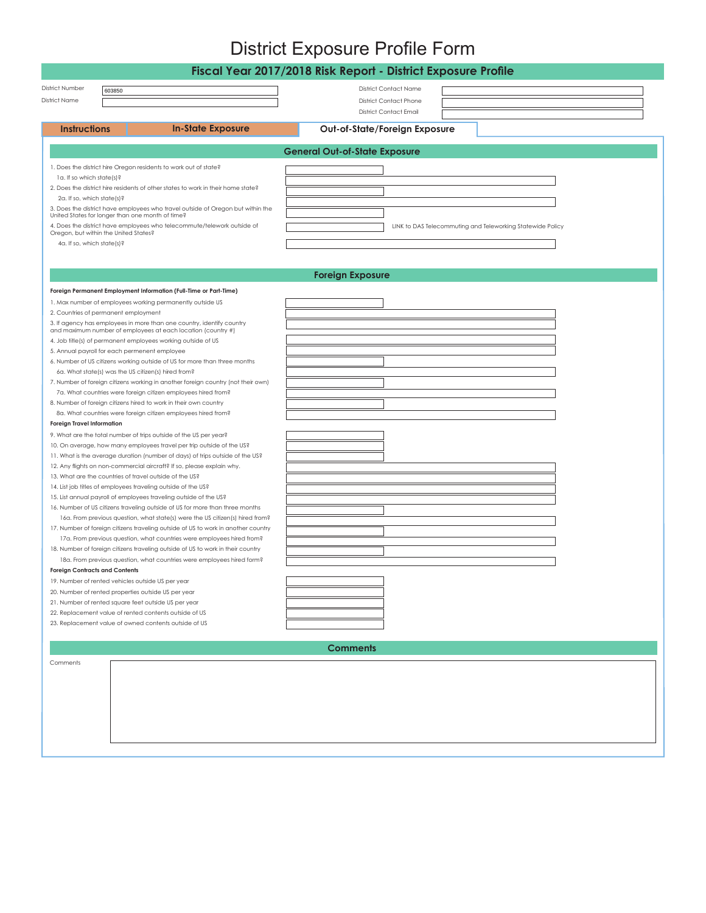# District Exposure Profile Form

## Fiscal Year 2017/2018 Risk Report - District Exposure Profile

| | | | |
|---|---|---|---|
| District Number | 603850 | District Contact Name | |
| District Name | | District Contact Phone | |
| | | District Contact Email | |

Instructions | In-State Exposure | **Out-of-State/Foreign Exposure**

## General Out-of-State Exposure

1. Does the district hire Oregon residents to work out of state?
   1a. If so which state(s)?
2. Does the district hire residents of other states to work in their home state?
   2a. If so, which state(s)?
3. Does the district have employees who travel outside of Oregon but within the United States for longer than one month of time?
4. Does the district have employees who telecommute/telework outside of Oregon, but within the United States? — LINK to DAS Telecommuting and Teleworking Statewide Policy
   4a. If so, which state(s)?

## Foreign Exposure

**Foreign Permanent Employment Information (Full-Time or Part-Time)**

1. Max number of employees working permanently outside US
2. Countries of permanent employment
3. If agency has employees in more than one country, identify country and maximum number of employees at each location (country #)
4. Job title(s) of permanent employees working outside of US
5. Annual payroll for each permenent employee
6. Number of US citizens working outside of US for more than three months
   6a. What state(s) was the US citizen(s) hired from?
7. Number of foreign citizens working in another foreign country (not their own)
   7a. What countries were foreign citizen employees hired from?
8. Number of foreign citizens hired to work in their own country
   8a. What countries were foreign citizen employees hired from?

**Foreign Travel Information**

9. What are the total number of trips outside of the US per year?
10. On average, how many employees travel per trip outside of the US?
11. What is the average duration (number of days) of trips outside of the US?
12. Any flights on non-commercial aircraft? If so, please explain why.
13. What are the countries of travel outside of the US?
14. List job titles of employees traveling outside of the US?
15. List annual payroll of employees traveling outside of the US?
16. Number of US citizens traveling outside of US for more than three months
   16a. From previous question, what state(s) were the US citizen(s) hired from?
17. Number of foreign citizens traveling outside of US to work in another country
   17a. From previous question, what countries were employees hired from?
18. Number of foreign citizens traveling outside of US to work in their country
   18a. From previous question, what countries were employees hired form?

**Foreign Contracts and Contents**

19. Number of rented vehicles outside US per year
20. Number of rented properties outside US per year
21. Number of rented square feet outside US per year
22. Replacement value of rented contents outside of US
23. Replacement value of owned contents outside of US

## Comments

Comments